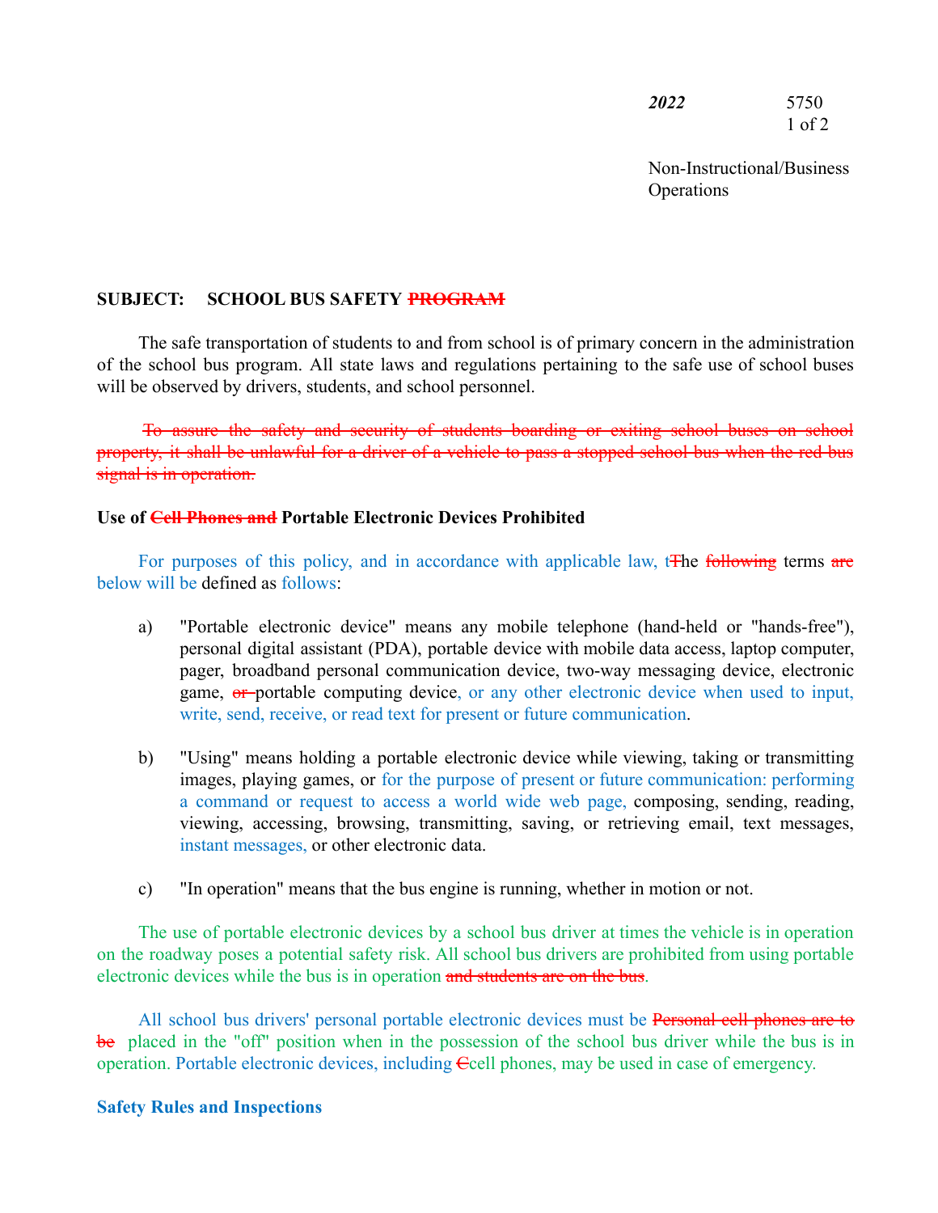***2022*** 5750

Non-Instructional/Business Operations

**SUBJECT: SCHOOL BUS SAFETY ~~PROGRAM~~**

The safe transportation of students to and from school is of primary concern in the administration of the school bus program. All state laws and regulations pertaining to the safe use of school buses will be observed by drivers, students, and school personnel.

~~To assure the safety and security of students boarding or exiting school buses on school property, it shall be unlawful for a driver of a vehicle to pass a stopped school bus when the red bus signal is in operation.~~

**Use of ~~Cell Phones and~~ Portable Electronic Devices Prohibited**

For purposes of this policy, and in accordance with applicable law, t~~T~~he ~~following~~ terms ~~are~~ below will be defined as follows:

a) "Portable electronic device" means any mobile telephone (hand-held or "hands-free"), personal digital assistant (PDA), portable device with mobile data access, laptop computer, pager, broadband personal communication device, two-way messaging device, electronic game, ~~or~~ portable computing device, or any other electronic device when used to input, write, send, receive, or read text for present or future communication.

b) "Using" means holding a portable electronic device while viewing, taking or transmitting images, playing games, or for the purpose of present or future communication: performing a command or request to access a world wide web page, composing, sending, reading, viewing, accessing, browsing, transmitting, saving, or retrieving email, text messages, instant messages, or other electronic data.

c) "In operation" means that the bus engine is running, whether in motion or not.

The use of portable electronic devices by a school bus driver at times the vehicle is in operation on the roadway poses a potential safety risk. All school bus drivers are prohibited from using portable electronic devices while the bus is in operation ~~and students are on the bus~~.

All school bus drivers' personal portable electronic devices must be ~~Personal cell phones are to be~~ placed in the "off" position when in the possession of the school bus driver while the bus is in operation. Portable electronic devices, including ~~C~~cell phones, may be used in case of emergency.

**Safety Rules and Inspections**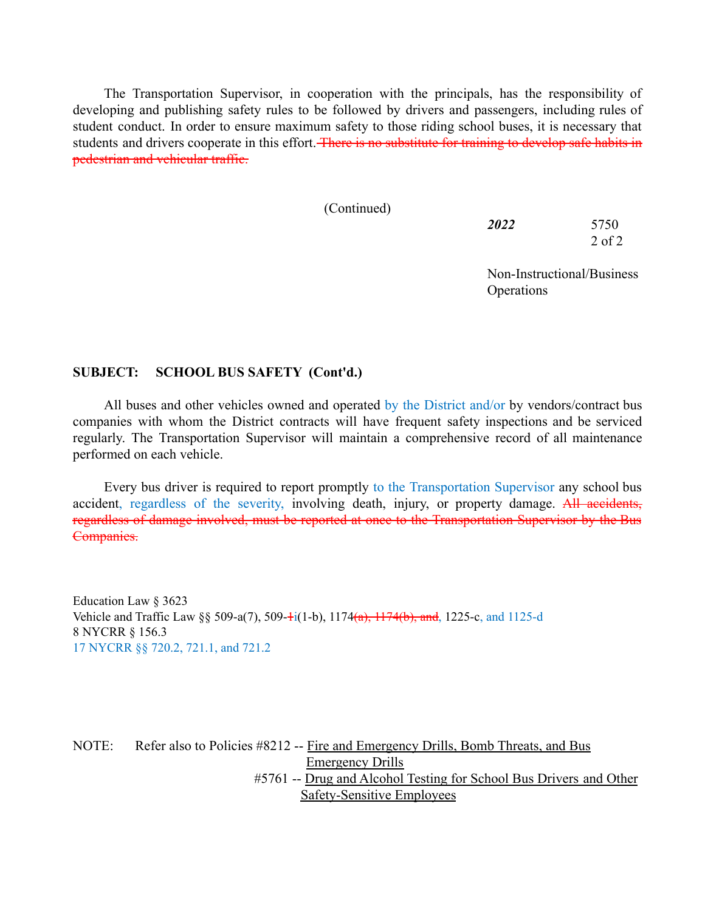The Transportation Supervisor, in cooperation with the principals, has the responsibility of developing and publishing safety rules to be followed by drivers and passengers, including rules of student conduct. In order to ensure maximum safety to those riding school buses, it is necessary that students and drivers cooperate in this effort. ~~There is no substitute for training to develop safe habits in pedestrian and vehicular traffic.~~

(Continued)

*2022* 5750

Non-Instructional/Business Operations

**SUBJECT: SCHOOL BUS SAFETY (Cont'd.)**

All buses and other vehicles owned and operated by the District and/or by vendors/contract bus companies with whom the District contracts will have frequent safety inspections and be serviced regularly. The Transportation Supervisor will maintain a comprehensive record of all maintenance performed on each vehicle.

Every bus driver is required to report promptly to the Transportation Supervisor any school bus accident, regardless of the severity, involving death, injury, or property damage. ~~All accidents, regardless of damage involved, must be reported at once to the Transportation Supervisor by the Bus Companies.~~

Education Law § 3623
Vehicle and Traffic Law §§ 509-a(7), 509-~~1~~i(1-b), 1174~~(a), 1174(b), and~~, 1225-c, and 1125-d
8 NYCRR § 156.3
17 NYCRR §§ 720.2, 721.1, and 721.2

NOTE: Refer also to Policies #8212 -- Fire and Emergency Drills, Bomb Threats, and Bus Emergency Drills
#5761 -- Drug and Alcohol Testing for School Bus Drivers and Other Safety-Sensitive Employees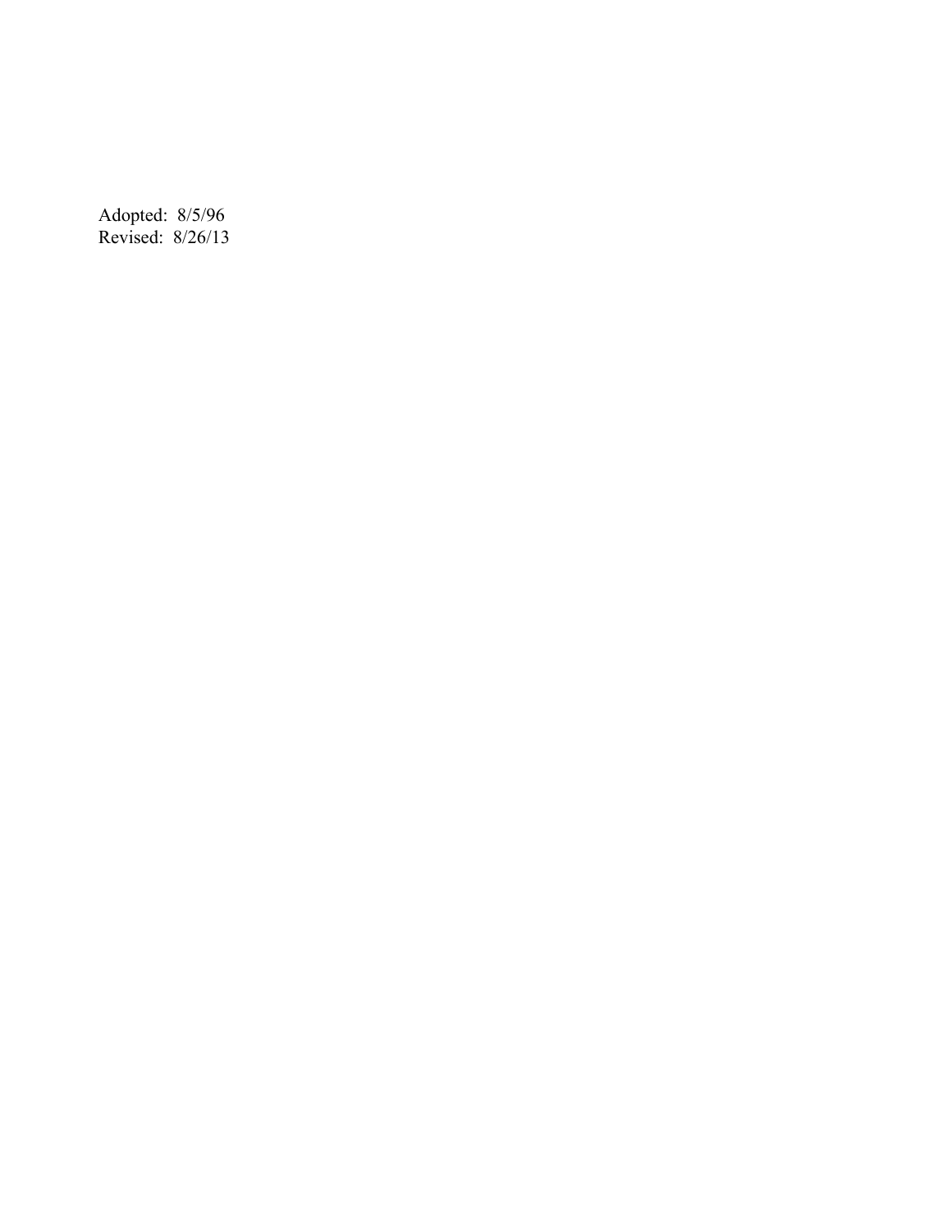Adopted: 8/5/96
Revised: 8/26/13